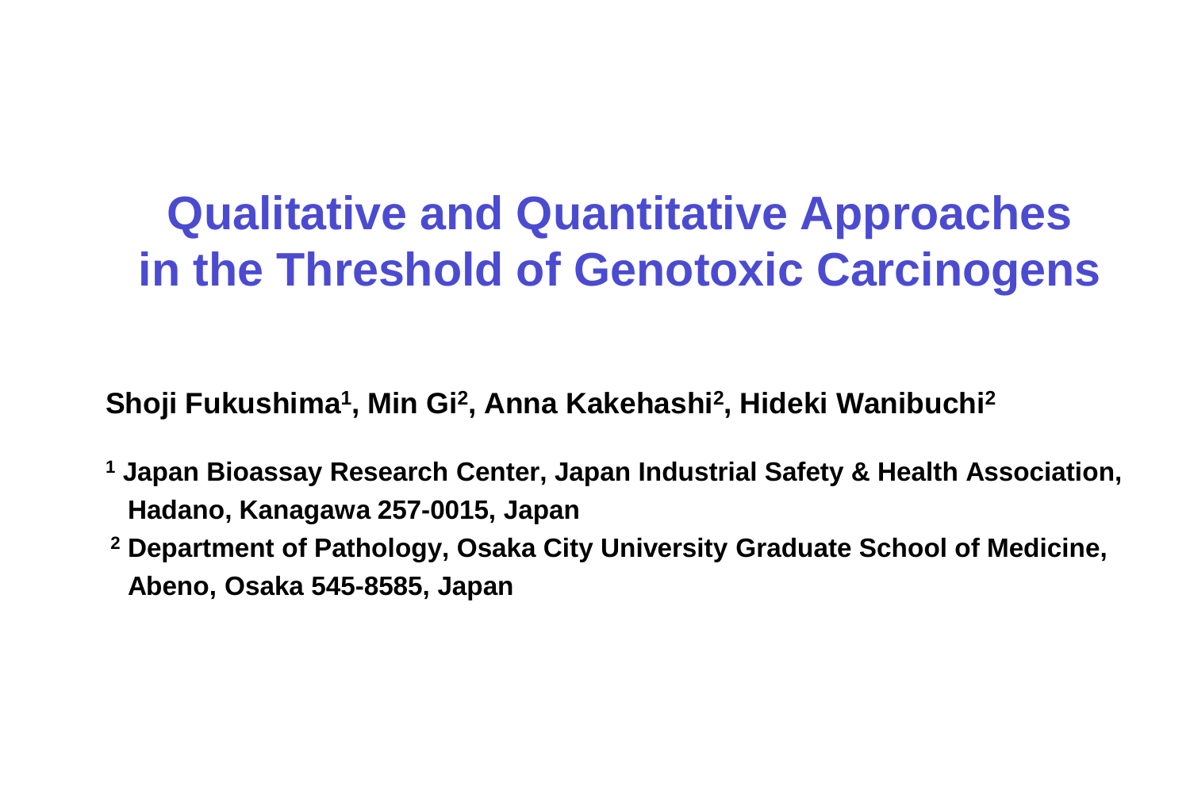# Qualitative and Quantitative Approaches in the Threshold of Genotoxic Carcinogens

**Shoji Fukushima[1], Min Gi[2], Anna Kakehashi[2], Hideki Wanibuchi[2]**

[1] **Japan Bioassay Research Center, Japan Industrial Safety & Health Association, Hadano, Kanagawa 257-0015, Japan**

[2] **Department of Pathology, Osaka City University Graduate School of Medicine, Abeno, Osaka 545-8585, Japan**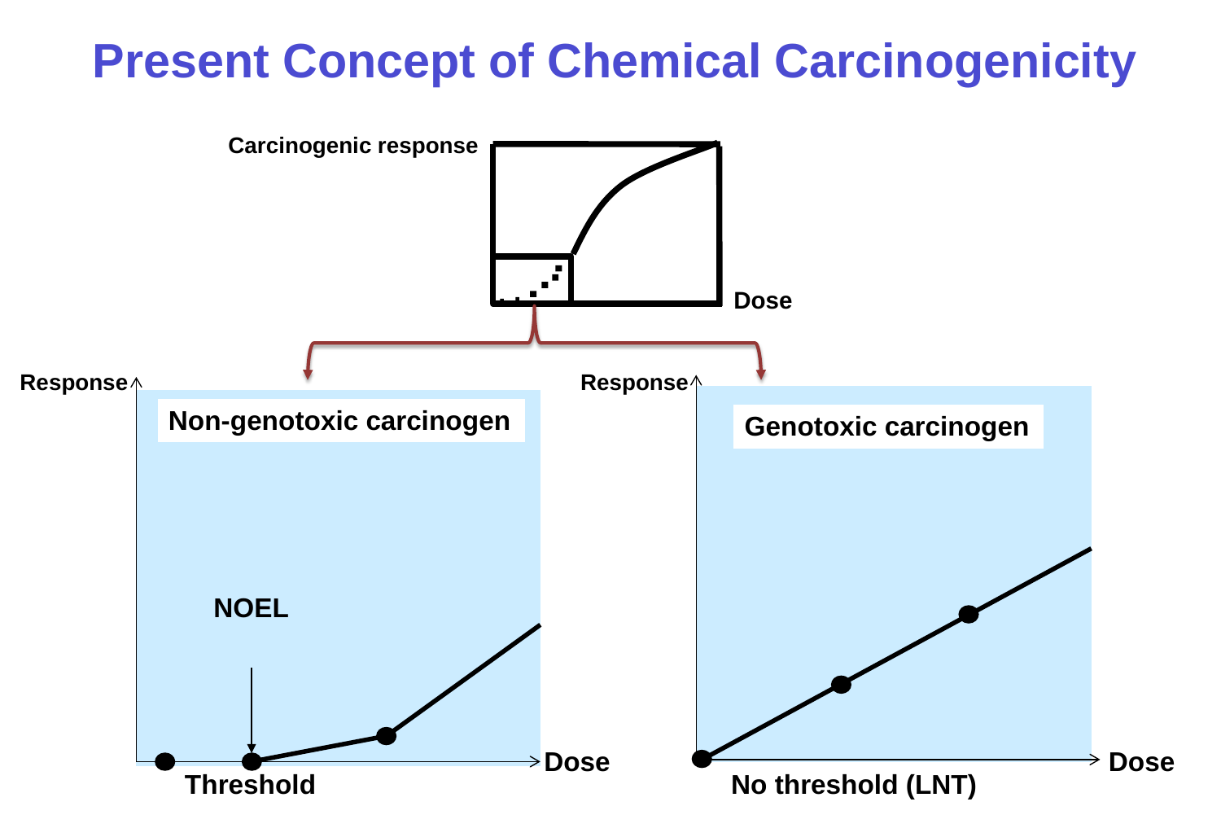# Present Concept of Chemical Carcinogenicity

Carcinogenic response

Dose

Response

Non-genotoxic carcinogen

NOEL

Threshold

Dose

Response

Genotoxic carcinogen

No threshold (LNT)

Dose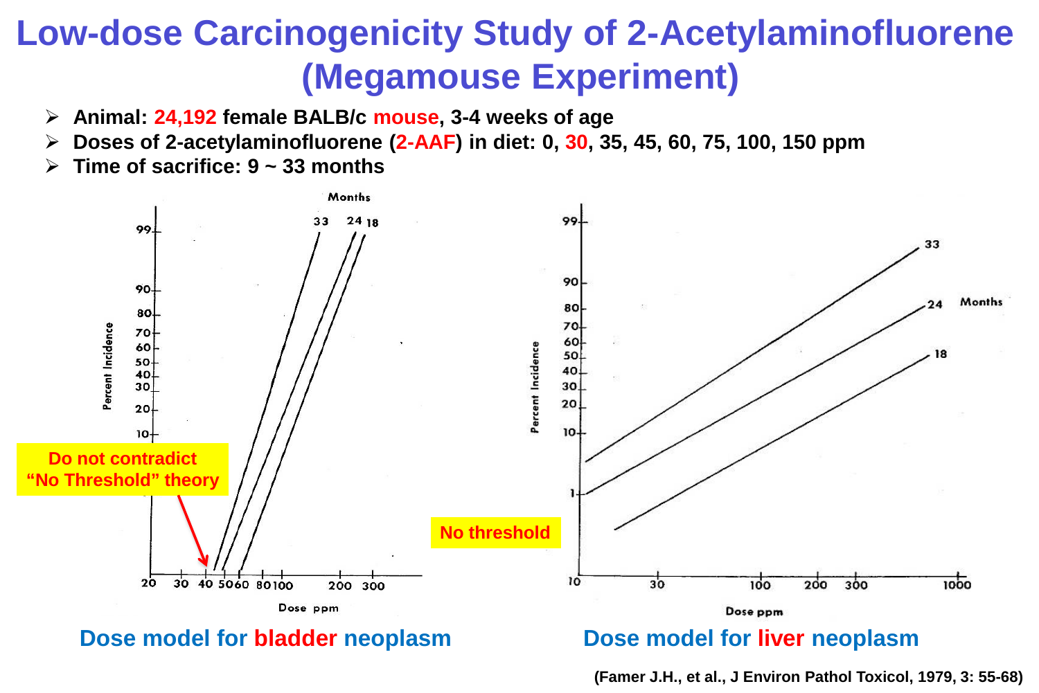# Low-dose Carcinogenicity Study of 2-Acetylaminofluorene (Megamouse Experiment)

- **Animal: 24,192 female BALB/c mouse, 3-4 weeks of age**
- **Doses of 2-acetylaminofluorene (2-AAF) in diet: 0, 30, 35, 45, 60, 75, 100, 150 ppm**
- **Time of sacrifice: 9 ~ 33 months**

Do not contradict "No Threshold" theory

No threshold

**Dose model for bladder neoplasm**

**Dose model for liver neoplasm**

**(Famer J.H., et al., J Environ Pathol Toxicol, 1979, 3: 55-68)**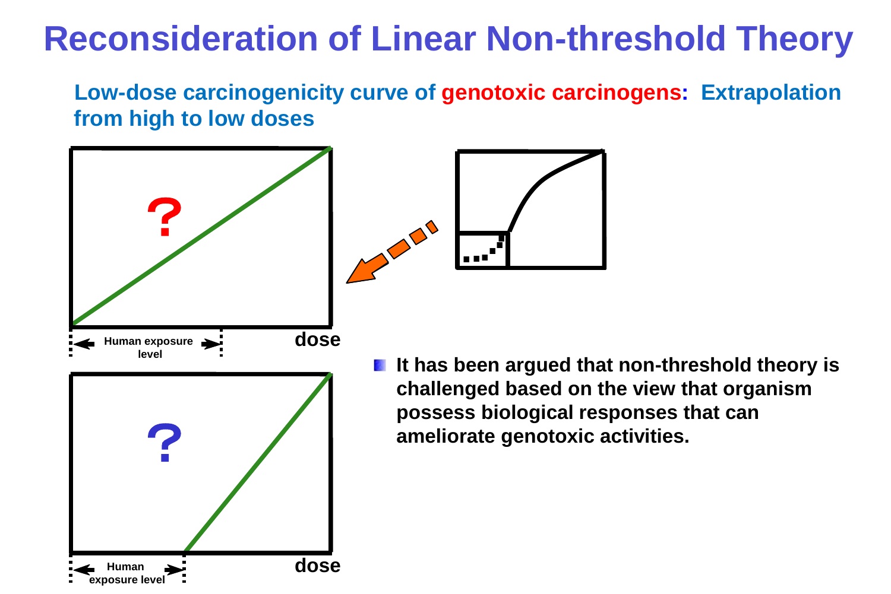# Reconsideration of Linear Non-threshold Theory

**Low-dose carcinogenicity curve of genotoxic carcinogens: Extrapolation from high to low doses**

?

Human exposure level

dose

?

Human exposure level

dose

- **It has been argued that non-threshold theory is challenged based on the view that organism possess biological responses that can ameliorate genotoxic activities.**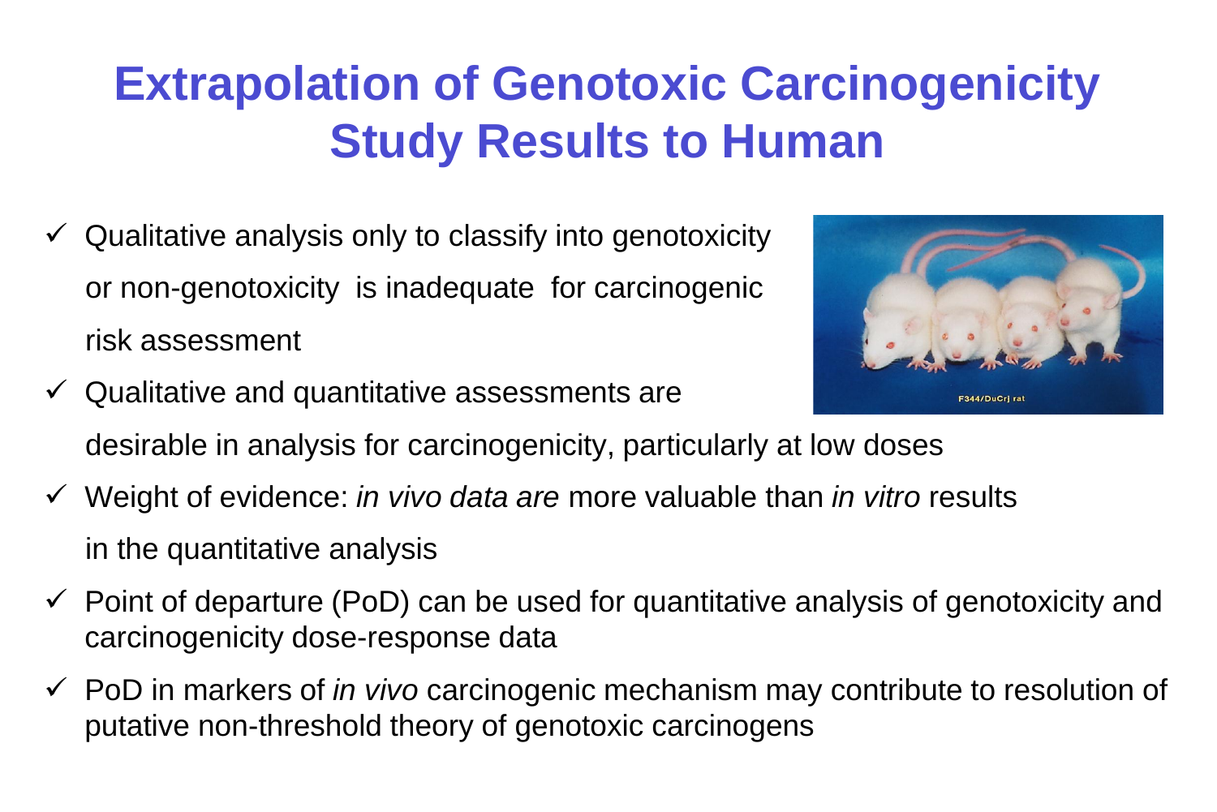# Extrapolation of Genotoxic Carcinogenicity Study Results to Human

- ✓ Qualitative analysis only to classify into genotoxicity or non-genotoxicity is inadequate for carcinogenic risk assessment
- ✓ Qualitative and quantitative assessments are desirable in analysis for carcinogenicity, particularly at low doses
- ✓ Weight of evidence: *in vivo data are* more valuable than *in vitro* results in the quantitative analysis
- ✓ Point of departure (PoD) can be used for quantitative analysis of genotoxicity and carcinogenicity dose-response data
- ✓ PoD in markers of *in vivo* carcinogenic mechanism may contribute to resolution of putative non-threshold theory of genotoxic carcinogens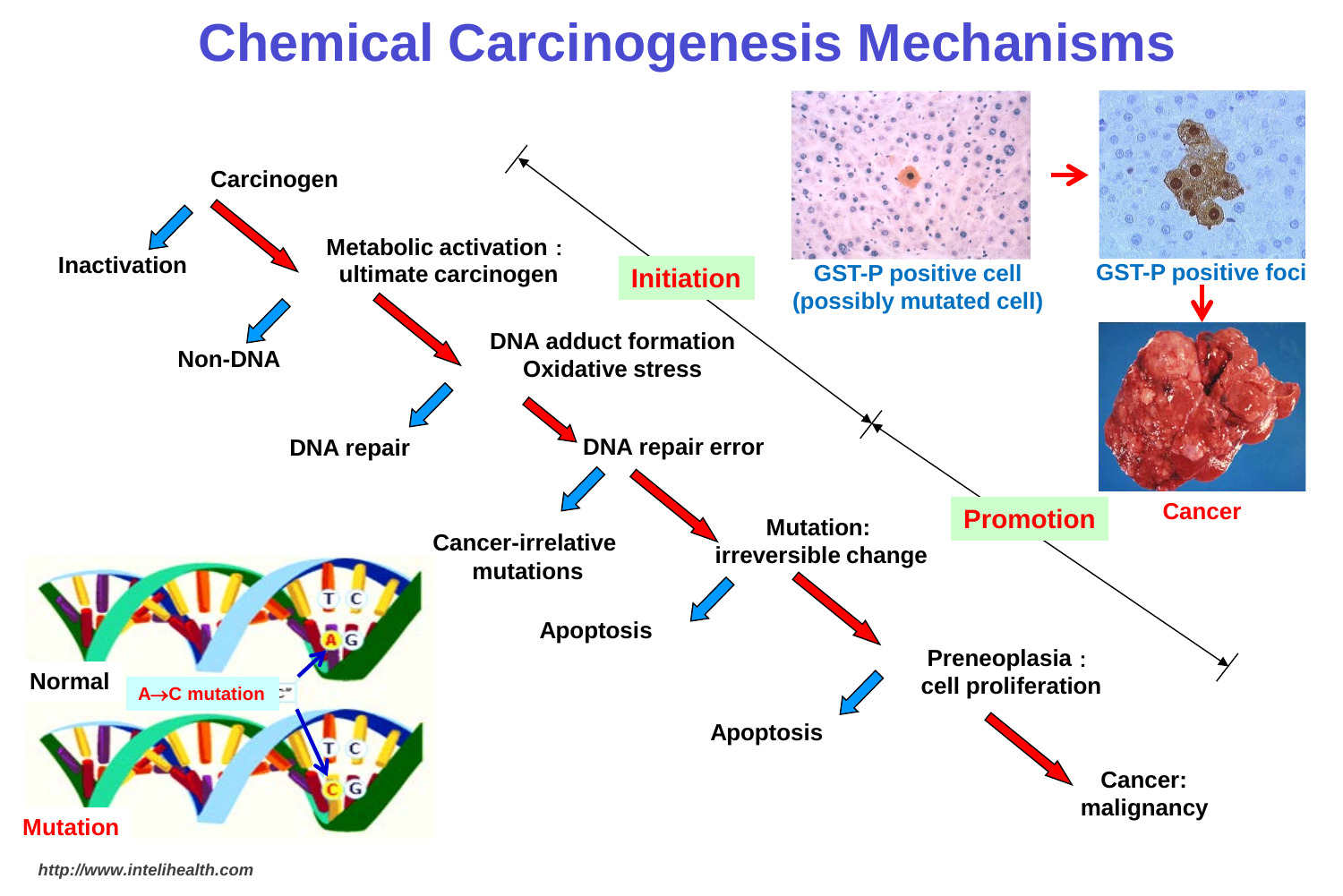# Chemical Carcinogenesis Mechanisms

Carcinogen

Inactivation

Metabolic activation： ultimate carcinogen

Non-DNA

DNA adduct formation
Oxidative stress

DNA repair

DNA repair error

Cancer-irrelative mutations

Mutation: irreversible change

Apoptosis

Preneoplasia： cell proliferation

Apoptosis

Cancer: malignancy

Initiation

Promotion

GST-P positive cell (possibly mutated cell)

GST-P positive foci

Cancer

Normal

A→C mutation

Mutation

*http://www.intelihealth.com*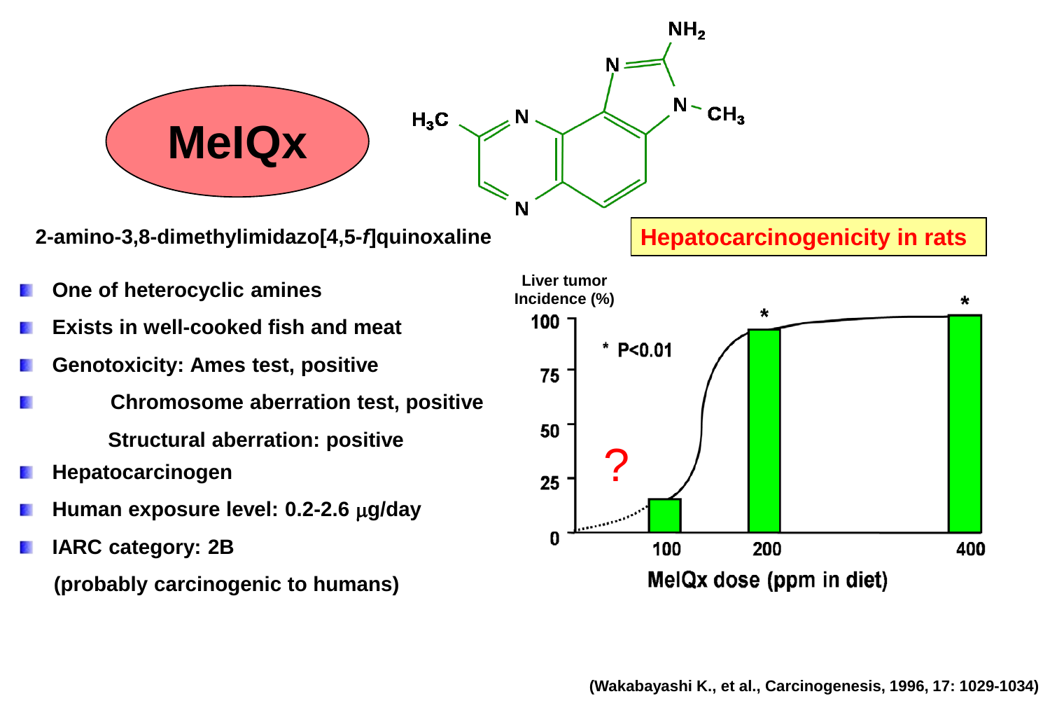# MeIQx

2-amino-3,8-dimethylimidazo[4,5-*f*]quinoxaline

- One of heterocyclic amines
- Exists in well-cooked fish and meat
- Genotoxicity: Ames test, positive
- Chromosome aberration test, positive
  Structural aberration: positive
- Hepatocarcinogen
- Human exposure level: 0.2-2.6 μg/day
- IARC category: 2B
  (probably carcinogenic to humans)

**Hepatocarcinogenicity in rats**

Liver tumor Incidence (%)

* P<0.01

MeIQx dose (ppm in diet)

| MeIQx dose (ppm in diet) | Liver tumor Incidence (%) |
| --- | --- |
| 100 | ~15 |
| 200 | ~94 * |
| 400 | 100 * |

(Wakabayashi K., et al., Carcinogenesis, 1996, 17: 1029-1034)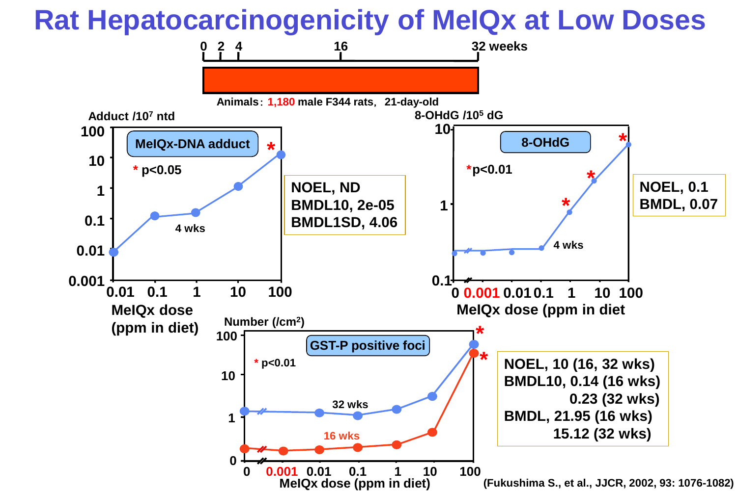# Rat Hepatocarcinogenicity of MeIQx at Low Doses

0 2 4 16 32 weeks

Animals: 1,180 male F344 rats, 21-day-old

**MeIQx-DNA adduct**

Adduct /$10^7$ ntd

\* $p<0.05$

4 wks

MeIQx dose (ppm in diet)

NOEL, ND
BMDL10, 2e-05
BMDL1SD, 4.06

**8-OHdG**

8-OHdG /$10^5$ dG

\* $p<0.01$

4 wks

MeIQx dose (ppm in diet)

NOEL, 0.1
BMDL, 0.07

**GST-P positive foci**

Number (/$cm^2$)

\* $p<0.01$

32 wks

16 wks

MeIQx dose (ppm in diet)

NOEL, 10 (16, 32 wks)
BMDL10, 0.14 (16 wks)
0.23 (32 wks)
BMDL, 21.95 (16 wks)
15.12 (32 wks)

(Fukushima S., et al., JJCR, 2002, 93: 1076-1082)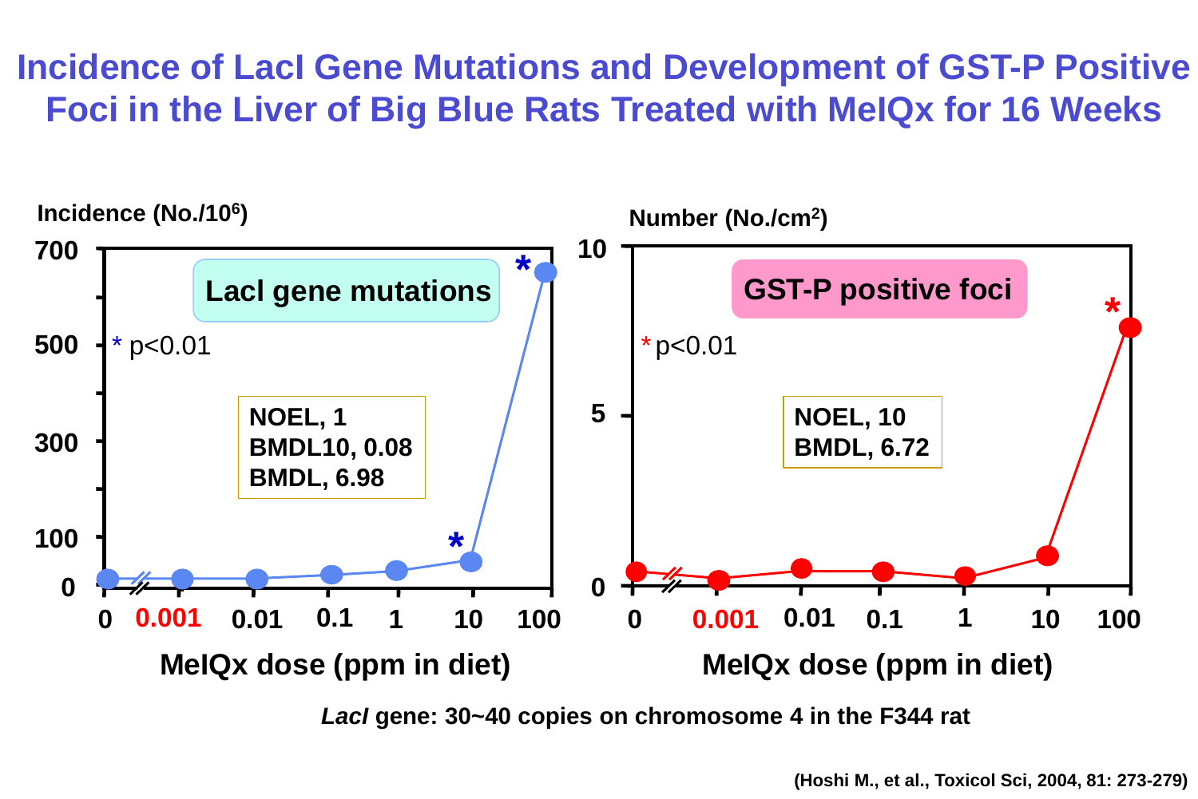# Incidence of LacI Gene Mutations and Development of GST-P Positive Foci in the Liver of Big Blue Rats Treated with MeIQx for 16 Weeks

**LacI gene mutations**

Incidence (No./$10^6$)

* p<0.01

**NOEL, 1**
**BMDL10, 0.08**
**BMDL, 6.98**

MeIQx dose (ppm in diet): 0, 0.001, 0.01, 0.1, 1, 10, 100

**GST-P positive foci**

Number (No./$cm^2$)

* p<0.01

**NOEL, 10**
**BMDL, 6.72**

MeIQx dose (ppm in diet): 0, 0.001, 0.01, 0.1, 1, 10, 100

***LacI*** **gene: 30~40 copies on chromosome 4 in the F344 rat**

(Hoshi M., et al., Toxicol Sci, 2004, 81: 273-279)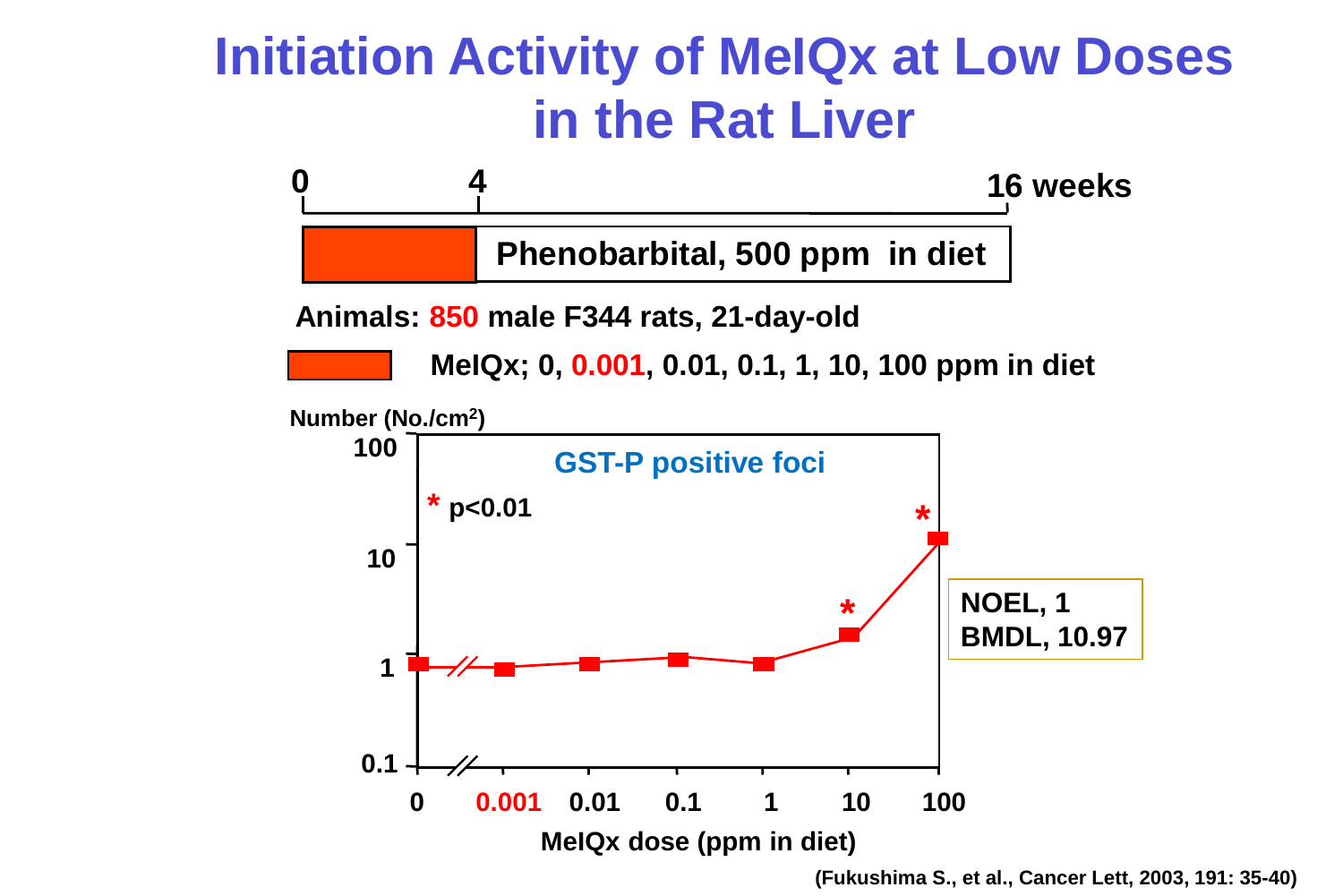# Initiation Activity of MeIQx at Low Doses in the Rat Liver

0 — 4 — 16 weeks

Phenobarbital, 500 ppm in diet

**Animals: 850 male F344 rats, 21-day-old**

**MeIQx; 0, 0.001, 0.01, 0.1, 1, 10, 100 ppm in diet**

Number (No./cm$^2$)

GST-P positive foci

\* p<0.01

NOEL, 1
BMDL, 10.97

MeIQx dose (ppm in diet): 0, 0.001, 0.01, 0.1, 1, 10, 100

(Fukushima S., et al., Cancer Lett, 2003, 191: 35-40)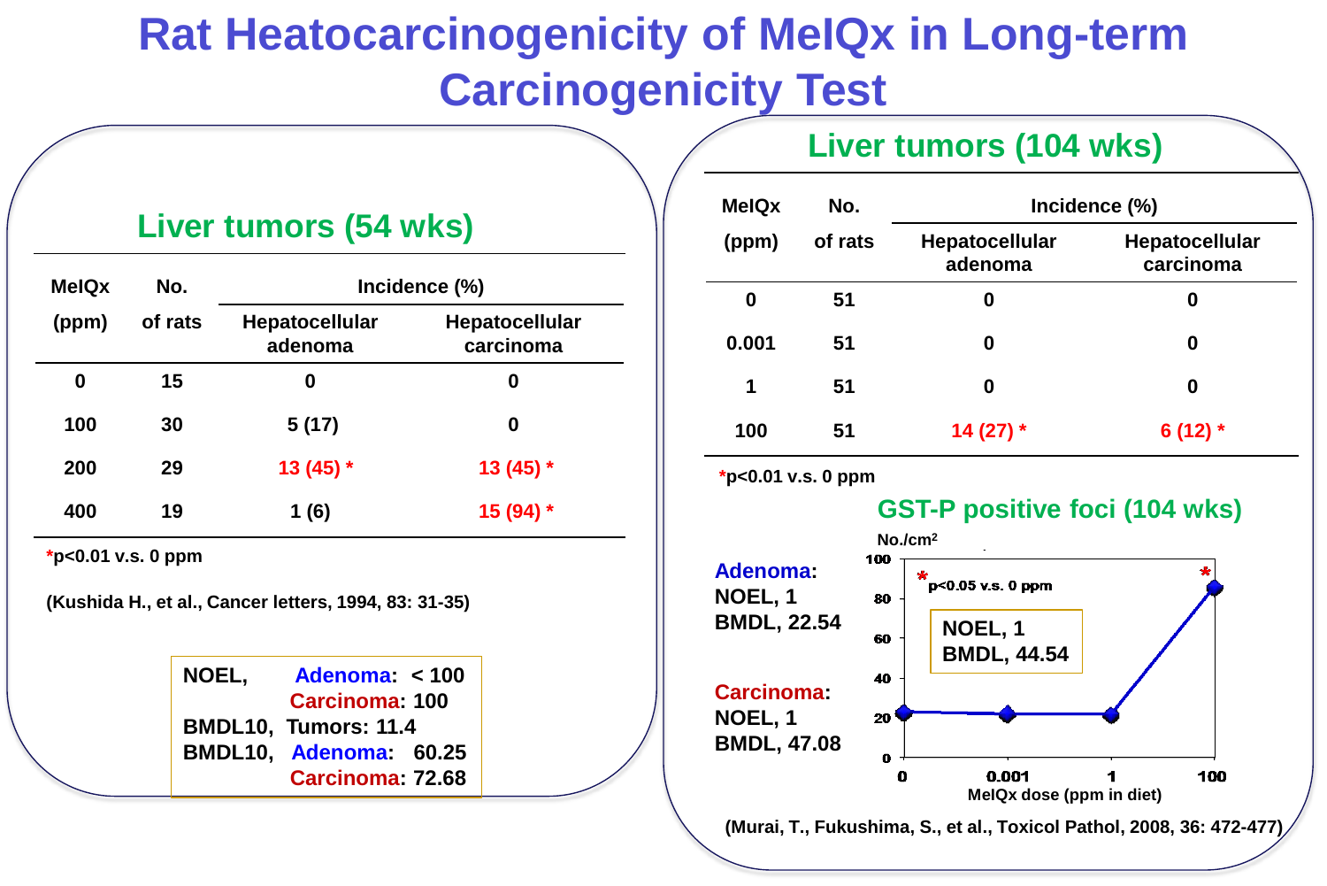# Rat Heatocarcinogenicity of MeIQx in Long-term Carcinogenicity Test

## Liver tumors (54 wks)

| MeIQx (ppm) | No. of rats | Incidence (%) | |
|---|---|---|---|
| | | Hepatocellular adenoma | Hepatocellular carcinoma |
| 0 | 15 | 0 | 0 |
| 100 | 30 | 5 (17) | 0 |
| 200 | 29 | 13 (45) * | 13 (45) * |
| 400 | 19 | 1 (6) | 15 (94) * |

*p<0.01 v.s. 0 ppm

(Kushida H., et al., Cancer letters, 1994, 83: 31-35)

NOEL, Adenoma: < 100
Carcinoma: 100
BMDL10, Tumors: 11.4
BMDL10, Adenoma: 60.25
Carcinoma: 72.68

## Liver tumors (104 wks)

| MeIQx (ppm) | No. of rats | Incidence (%) | |
|---|---|---|---|
| | | Hepatocellular adenoma | Hepatocellular carcinoma |
| 0 | 51 | 0 | 0 |
| 0.001 | 51 | 0 | 0 |
| 1 | 51 | 0 | 0 |
| 100 | 51 | 14 (27) * | 6 (12) * |

*p<0.01 v.s. 0 ppm

## GST-P positive foci (104 wks)

Adenoma:
NOEL, 1
BMDL, 22.54

Carcinoma:
NOEL, 1
BMDL, 47.08

No./cm²

*p<0.05 v.s. 0 ppm

NOEL, 1
BMDL, 44.54

MeIQx dose (ppm in diet)

(Murai, T., Fukushima, S., et al., Toxicol Pathol, 2008, 36: 472-477)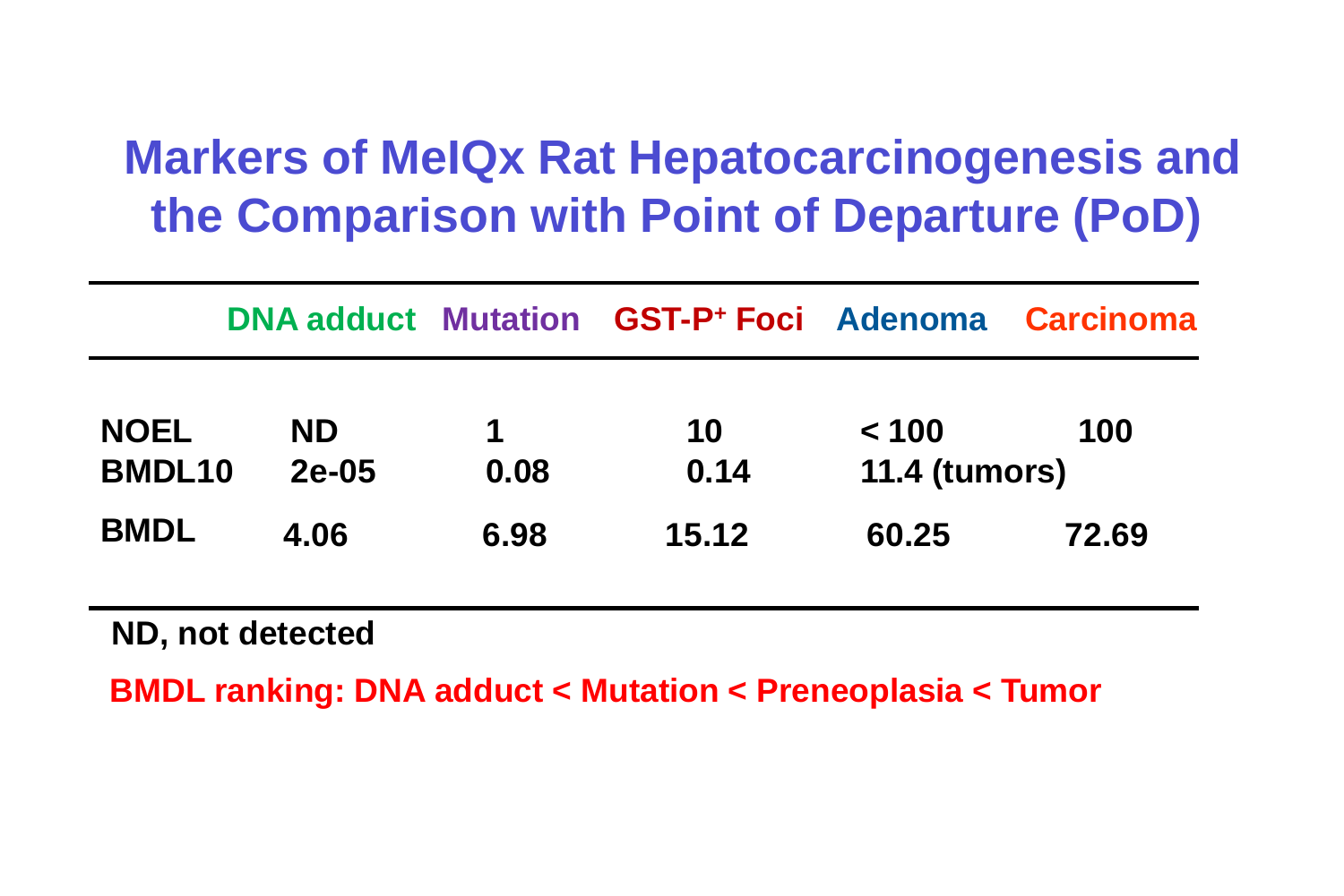# Markers of MeIQx Rat Hepatocarcinogenesis and the Comparison with Point of Departure (PoD)

| | DNA adduct | Mutation | GST-P+ Foci | Adenoma | Carcinoma |
|---|---|---|---|---|---|
| NOEL | ND | 1 | 10 | < 100 | 100 |
| BMDL10 | 2e-05 | 0.08 | 0.14 | 11.4 (tumors) | |
| BMDL | 4.06 | 6.98 | 15.12 | 60.25 | 72.69 |

ND, not detected

**BMDL ranking: DNA adduct < Mutation < Preneoplasia < Tumor**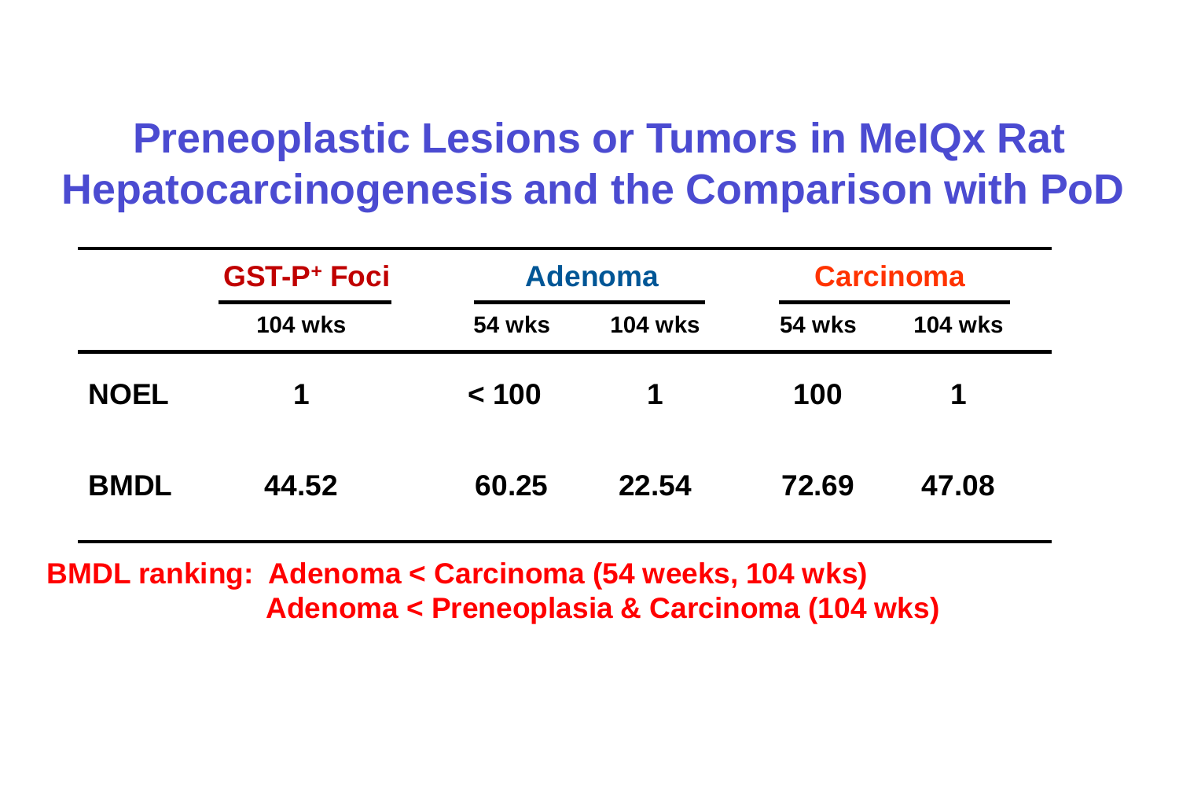# Preneoplastic Lesions or Tumors in MeIQx Rat Hepatocarcinogenesis and the Comparison with PoD

| | GST-$P^+$ Foci | Adenoma | | Carcinoma | |
|---|---|---|---|---|---|
| | 104 wks | 54 wks | 104 wks | 54 wks | 104 wks |
| **NOEL** | 1 | < 100 | 1 | 100 | 1 |
| **BMDL** | 44.52 | 60.25 | 22.54 | 72.69 | 47.08 |

**BMDL ranking: Adenoma < Carcinoma (54 weeks, 104 wks)**
**Adenoma < Preneoplasia & Carcinoma (104 wks)**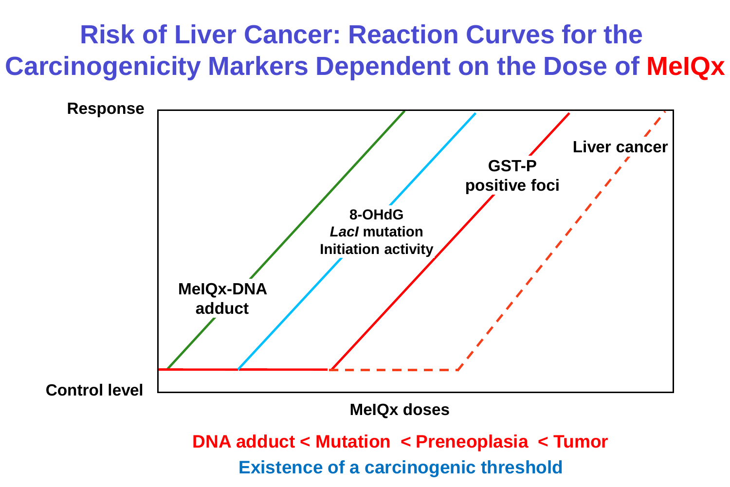# Risk of Liver Cancer: Reaction Curves for the Carcinogenicity Markers Dependent on the Dose of MeIQx

Response

MeIQx-DNA adduct

8-OHdG
*LacI* mutation
Initiation activity

GST-P positive foci

Liver cancer

Control level

MeIQx doses

**DNA adduct < Mutation < Preneoplasia < Tumor**

**Existence of a carcinogenic threshold**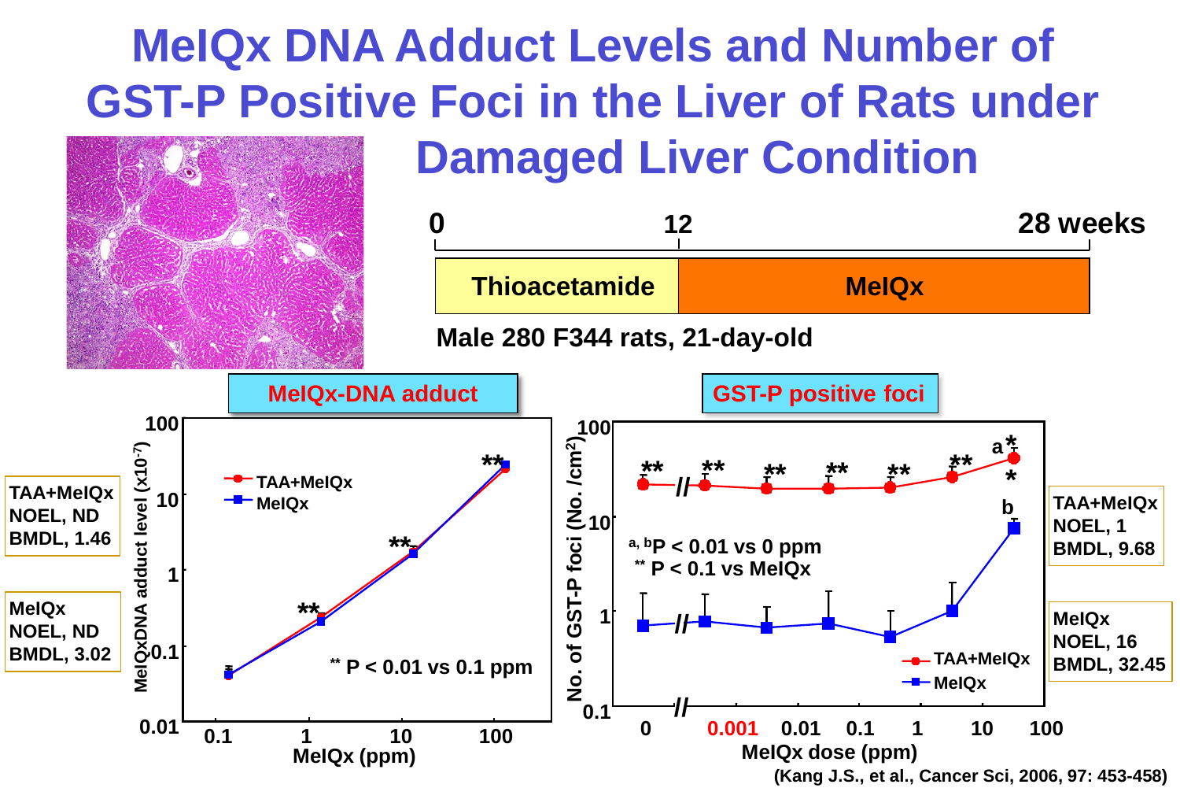# MeIQx DNA Adduct Levels and Number of GST-P Positive Foci in the Liver of Rats under Damaged Liver Condition

0 — 12 — 28 weeks

| Thioacetamide | MeIQx |
|---|---|

Male 280 F344 rats, 21-day-old

**MeIQx-DNA adduct**

| | |
|---|---|
| TAA+MeIQx | NOEL, ND; BMDL, 1.46 |
| MeIQx | NOEL, ND; BMDL, 3.02 |

MeIQxDNA adduct level ($\times 10^{-7}$) vs MeIQx (ppm)

** P < 0.01 vs 0.1 ppm

**GST-P positive foci**

| | |
|---|---|
| TAA+MeIQx | NOEL, 1; BMDL, 9.68 |
| MeIQx | NOEL, 16; BMDL, 32.45 |

No. of GST-P foci (No. /$cm^2$) vs MeIQx dose (ppm): 0, 0.001, 0.01, 0.1, 1, 10, 100

a, b P < 0.01 vs 0 ppm

** P < 0.1 vs MeIQx

(Kang J.S., et al., Cancer Sci, 2006, 97: 453-458)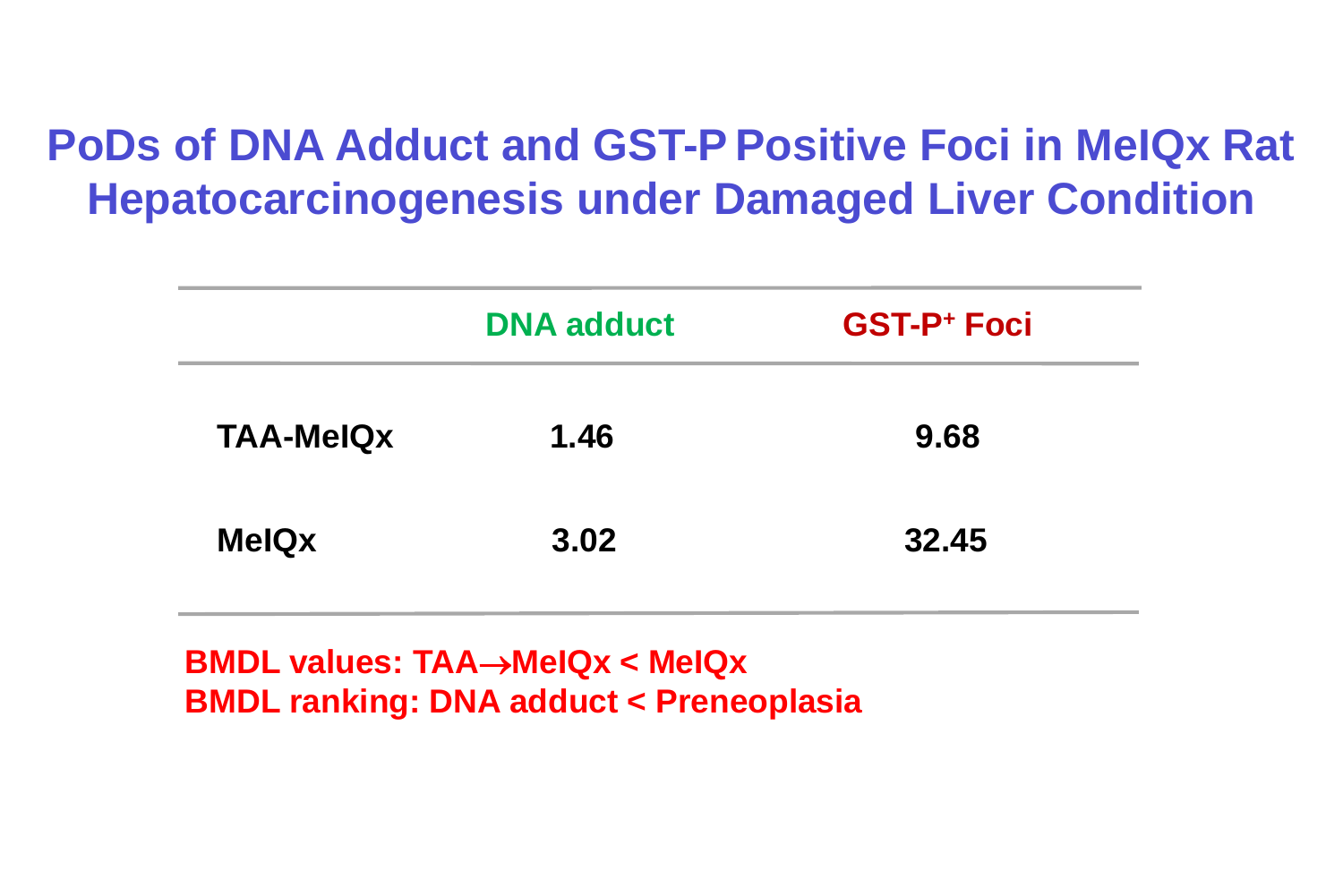# PoDs of DNA Adduct and GST-P Positive Foci in MeIQx Rat Hepatocarcinogenesis under Damaged Liver Condition

| | DNA adduct | GST-P$^{+}$ Foci |
|---|---|---|
| TAA-MeIQx | 1.46 | 9.68 |
| MeIQx | 3.02 | 32.45 |

**BMDL values: TAA→MeIQx < MeIQx**
**BMDL ranking: DNA adduct < Preneoplasia**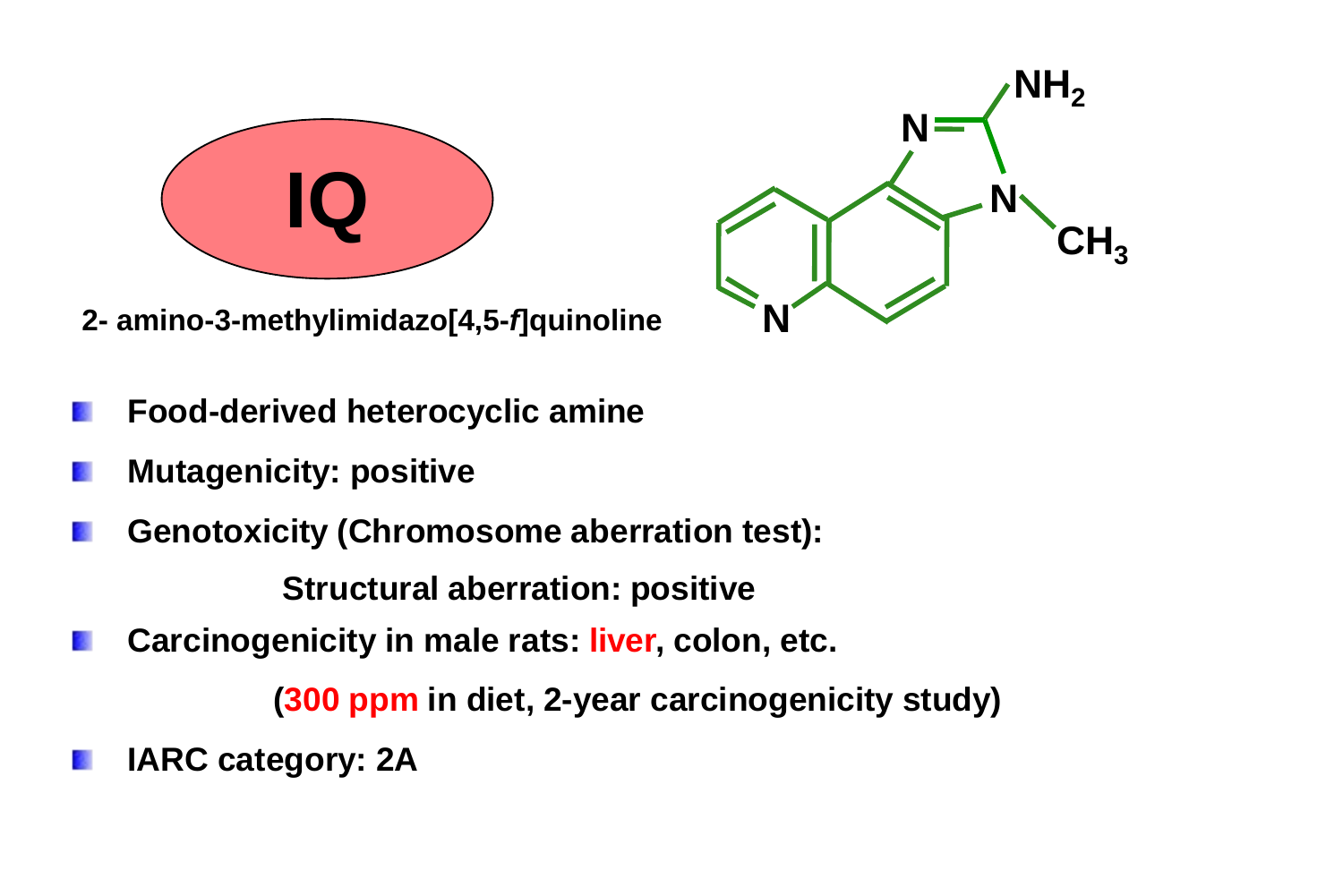# IQ

2- amino-3-methylimidazo[4,5-*f*]quinoline

- **Food-derived heterocyclic amine**
- **Mutagenicity: positive**
- **Genotoxicity (Chromosome aberration test):**

  **Structural aberration: positive**
- **Carcinogenicity in male rats: liver, colon, etc.**

  **(300 ppm in diet, 2-year carcinogenicity study)**
- **IARC category: 2A**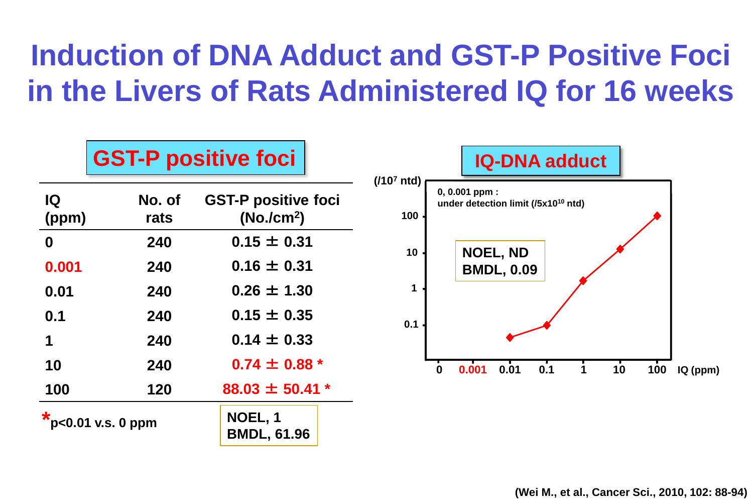# Induction of DNA Adduct and GST-P Positive Foci in the Livers of Rats Administered IQ for 16 weeks

## GST-P positive foci

| IQ (ppm) | No. of rats | GST-P positive foci (No./$cm^2$) |
|---|---|---|
| 0 | 240 | 0.15 ± 0.31 |
| 0.001 | 240 | 0.16 ± 0.31 |
| 0.01 | 240 | 0.26 ± 1.30 |
| 0.1 | 240 | 0.15 ± 0.35 |
| 1 | 240 | 0.14 ± 0.33 |
| 10 | 240 | 0.74 ± 0.88 * |
| 100 | 120 | 88.03 ± 50.41 * |

*p<0.01 v.s. 0 ppm

NOEL, 1
BMDL, 61.96

## IQ-DNA adduct

(/$10^7$ ntd)

0, 0.001 ppm : under detection limit (/$5 \times 10^{10}$ ntd)

NOEL, ND
BMDL, 0.09

IQ (ppm): 0, 0.001, 0.01, 0.1, 1, 10, 100

(Wei M., et al., Cancer Sci., 2010, 102: 88-94)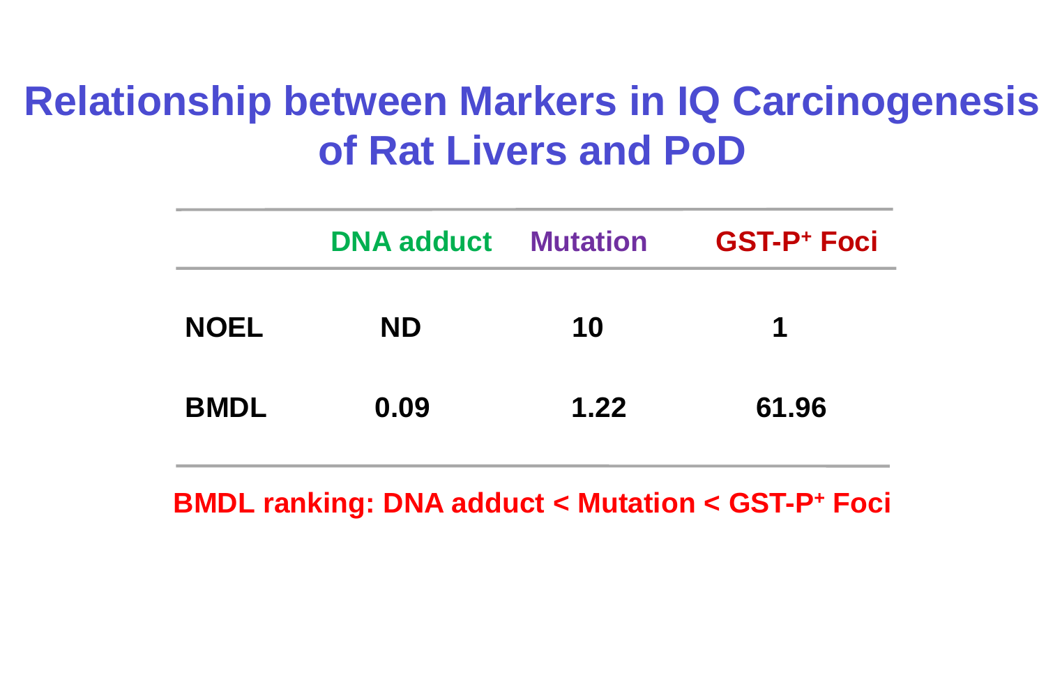# Relationship between Markers in IQ Carcinogenesis of Rat Livers and PoD

| | DNA adduct | Mutation | GST-P$^+$ Foci |
|---|---|---|---|
| **NOEL** | ND | 10 | 1 |
| **BMDL** | 0.09 | 1.22 | 61.96 |

**BMDL ranking: DNA adduct < Mutation < GST-P$^+$ Foci**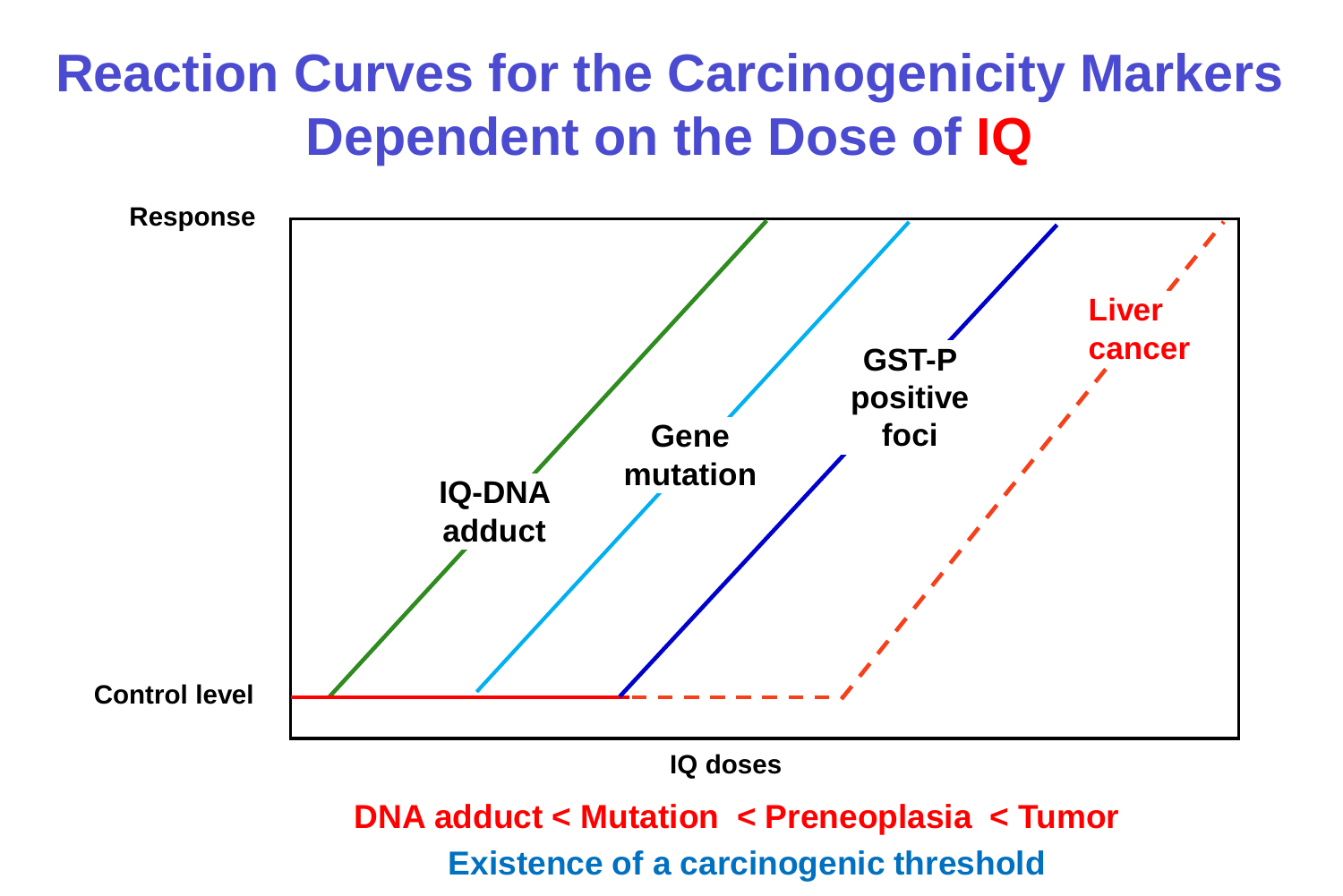# Reaction Curves for the Carcinogenicity Markers Dependent on the Dose of IQ

Response

Control level

IQ-DNA adduct

Gene mutation

GST-P positive foci

Liver cancer

IQ doses

**DNA adduct < Mutation < Preneoplasia < Tumor**

**Existence of a carcinogenic threshold**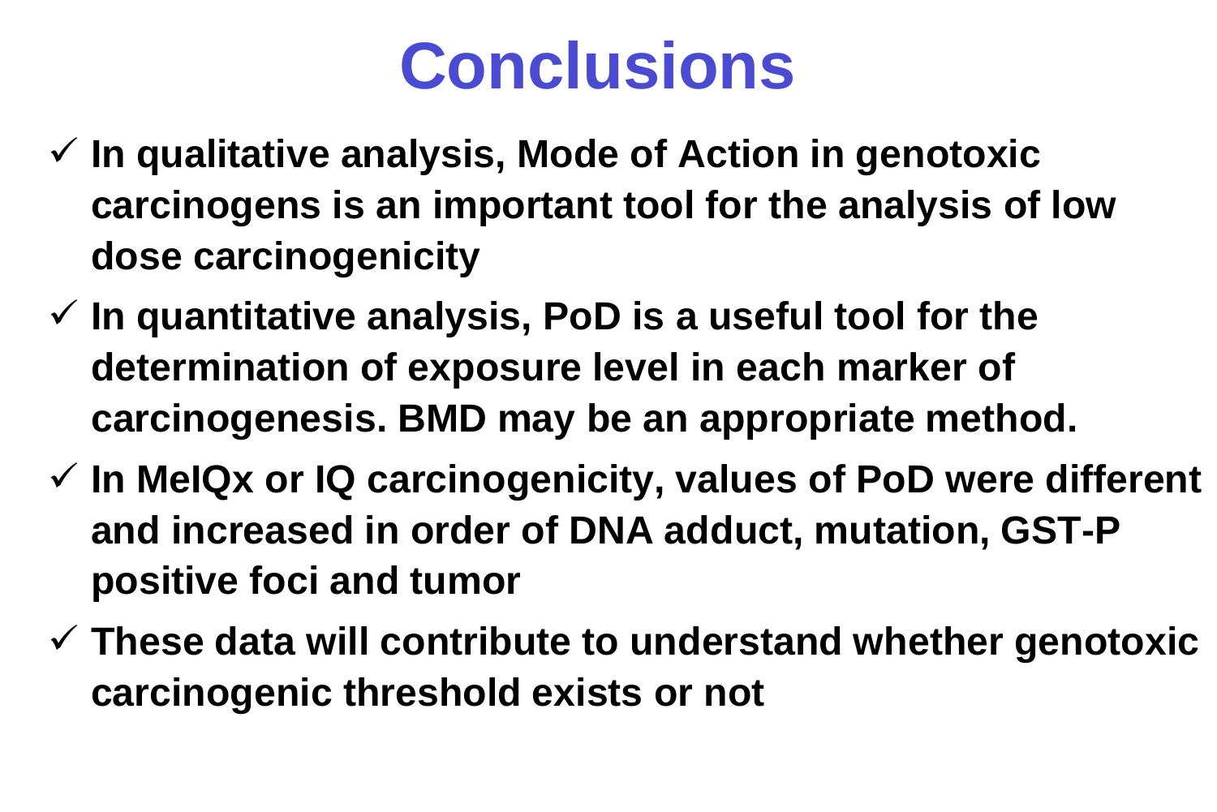# Conclusions

- ✓ **In qualitative analysis, Mode of Action in genotoxic carcinogens is an important tool for the analysis of low dose carcinogenicity**
- ✓ **In quantitative analysis, PoD is a useful tool for the determination of exposure level in each marker of carcinogenesis. BMD may be an appropriate method.**
- ✓ **In MeIQx or IQ carcinogenicity, values of PoD were different and increased in order of DNA adduct, mutation, GST-P positive foci and tumor**
- ✓ **These data will contribute to understand whether genotoxic carcinogenic threshold exists or not**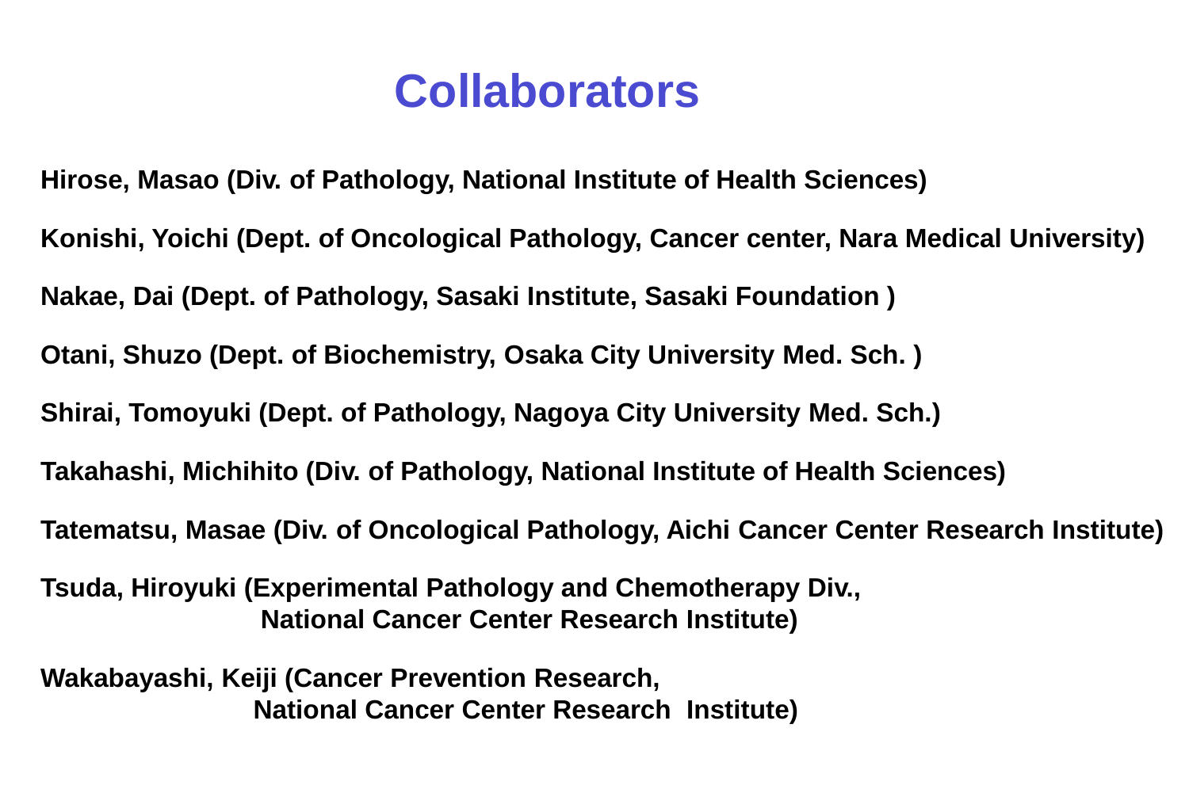# Collaborators

**Hirose, Masao (Div. of Pathology, National Institute of Health Sciences)**

**Konishi, Yoichi (Dept. of Oncological Pathology, Cancer center, Nara Medical University)**

**Nakae, Dai (Dept. of Pathology, Sasaki Institute, Sasaki Foundation )**

**Otani, Shuzo (Dept. of Biochemistry, Osaka City University Med. Sch. )**

**Shirai, Tomoyuki (Dept. of Pathology, Nagoya City University Med. Sch.)**

**Takahashi, Michihito (Div. of Pathology, National Institute of Health Sciences)**

**Tatematsu, Masae (Div. of Oncological Pathology, Aichi Cancer Center Research Institute)**

**Tsuda, Hiroyuki (Experimental Pathology and Chemotherapy Div., National Cancer Center Research Institute)**

**Wakabayashi, Keiji (Cancer Prevention Research, National Cancer Center Research Institute)**